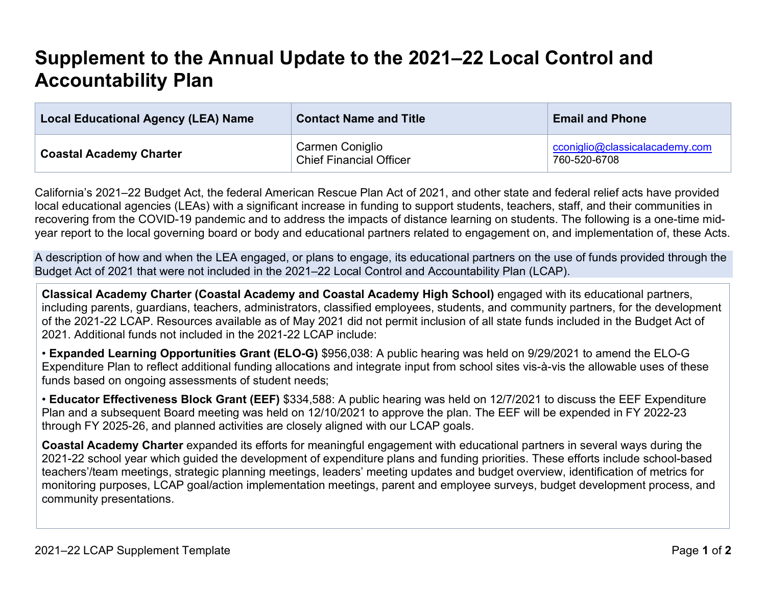# Supplement to the Annual Update to the 2021–22 Local Control and Accountability Plan

| Local Educational Agency (LEA) Name | Contact Name and Title | Email and Phone |
|---|---|---|
| **Coastal Academy Charter** | Carmen Coniglio<br>Chief Financial Officer | cconiglio@classicalacademy.com<br>760-520-6708 |

California's 2021–22 Budget Act, the federal American Rescue Plan Act of 2021, and other state and federal relief acts have provided local educational agencies (LEAs) with a significant increase in funding to support students, teachers, staff, and their communities in recovering from the COVID-19 pandemic and to address the impacts of distance learning on students. The following is a one-time mid-year report to the local governing board or body and educational partners related to engagement on, and implementation of, these Acts.

A description of how and when the LEA engaged, or plans to engage, its educational partners on the use of funds provided through the Budget Act of 2021 that were not included in the 2021–22 Local Control and Accountability Plan (LCAP).

**Classical Academy Charter (Coastal Academy and Coastal Academy High School)** engaged with its educational partners, including parents, guardians, teachers, administrators, classified employees, students, and community partners, for the development of the 2021-22 LCAP. Resources available as of May 2021 did not permit inclusion of all state funds included in the Budget Act of 2021. Additional funds not included in the 2021-22 LCAP include:

- **Expanded Learning Opportunities Grant (ELO-G)** $956,038: A public hearing was held on 9/29/2021 to amend the ELO-G Expenditure Plan to reflect additional funding allocations and integrate input from school sites vis-à-vis the allowable uses of these funds based on ongoing assessments of student needs;
- **Educator Effectiveness Block Grant (EEF)** $334,588: A public hearing was held on 12/7/2021 to discuss the EEF Expenditure Plan and a subsequent Board meeting was held on 12/10/2021 to approve the plan. The EEF will be expended in FY 2022-23 through FY 2025-26, and planned activities are closely aligned with our LCAP goals.

**Coastal Academy Charter** expanded its efforts for meaningful engagement with educational partners in several ways during the 2021-22 school year which guided the development of expenditure plans and funding priorities. These efforts include school-based teachers'/team meetings, strategic planning meetings, leaders' meeting updates and budget overview, identification of metrics for monitoring purposes, LCAP goal/action implementation meetings, parent and employee surveys, budget development process, and community presentations.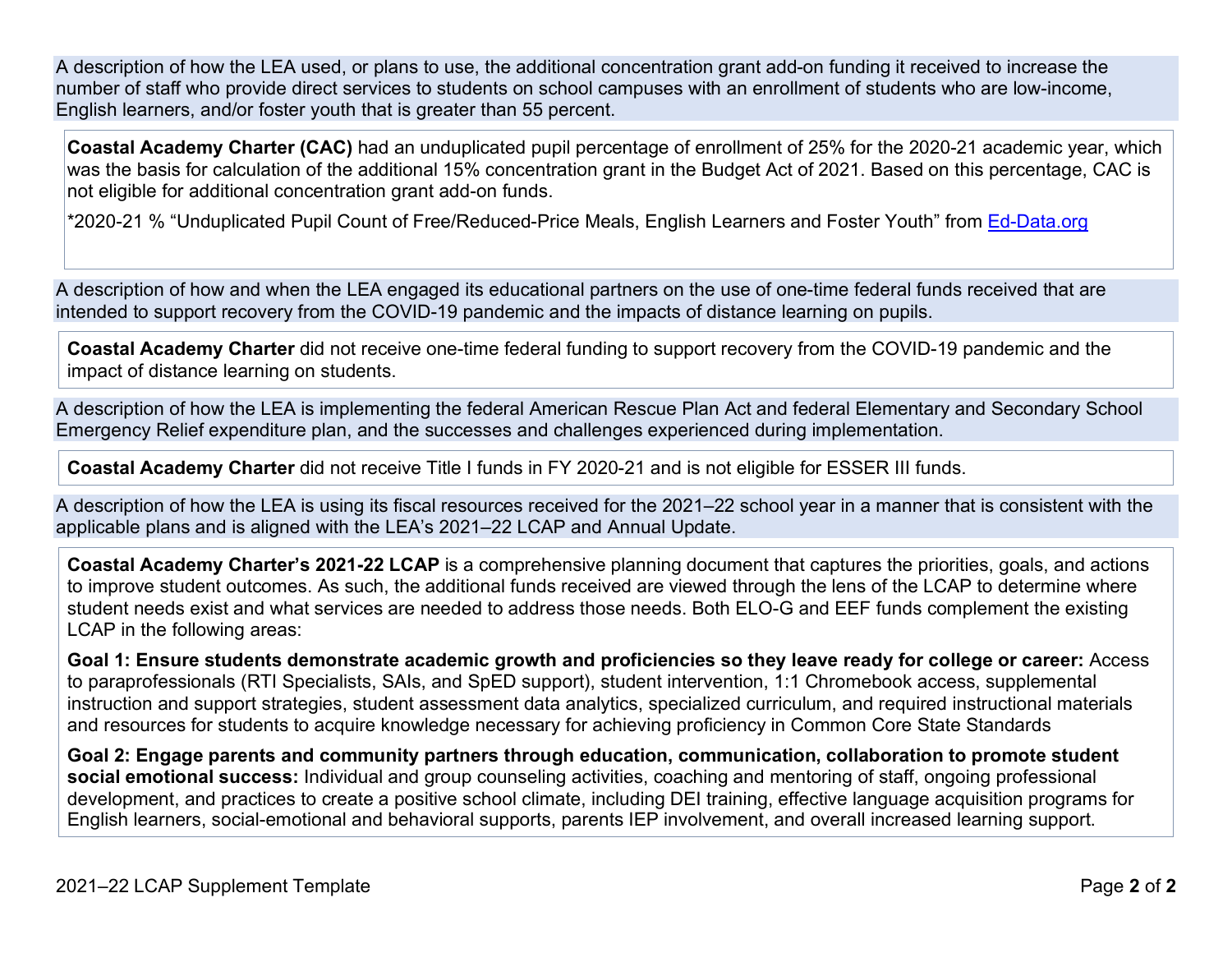A description of how the LEA used, or plans to use, the additional concentration grant add-on funding it received to increase the number of staff who provide direct services to students on school campuses with an enrollment of students who are low-income, English learners, and/or foster youth that is greater than 55 percent.

**Coastal Academy Charter (CAC)** had an unduplicated pupil percentage of enrollment of 25% for the 2020-21 academic year, which was the basis for calculation of the additional 15% concentration grant in the Budget Act of 2021. Based on this percentage, CAC is not eligible for additional concentration grant add-on funds.

*2020-21 % "Unduplicated Pupil Count of Free/Reduced-Price Meals, English Learners and Foster Youth" from Ed-Data.org

A description of how and when the LEA engaged its educational partners on the use of one-time federal funds received that are intended to support recovery from the COVID-19 pandemic and the impacts of distance learning on pupils.

**Coastal Academy Charter** did not receive one-time federal funding to support recovery from the COVID-19 pandemic and the impact of distance learning on students.

A description of how the LEA is implementing the federal American Rescue Plan Act and federal Elementary and Secondary School Emergency Relief expenditure plan, and the successes and challenges experienced during implementation.

**Coastal Academy Charter** did not receive Title I funds in FY 2020-21 and is not eligible for ESSER III funds.

A description of how the LEA is using its fiscal resources received for the 2021–22 school year in a manner that is consistent with the applicable plans and is aligned with the LEA's 2021–22 LCAP and Annual Update.

**Coastal Academy Charter's 2021-22 LCAP** is a comprehensive planning document that captures the priorities, goals, and actions to improve student outcomes. As such, the additional funds received are viewed through the lens of the LCAP to determine where student needs exist and what services are needed to address those needs. Both ELO-G and EEF funds complement the existing LCAP in the following areas:

**Goal 1: Ensure students demonstrate academic growth and proficiencies so they leave ready for college or career:** Access to paraprofessionals (RTI Specialists, SAIs, and SpED support), student intervention, 1:1 Chromebook access, supplemental instruction and support strategies, student assessment data analytics, specialized curriculum, and required instructional materials and resources for students to acquire knowledge necessary for achieving proficiency in Common Core State Standards

**Goal 2: Engage parents and community partners through education, communication, collaboration to promote student social emotional success:** Individual and group counseling activities, coaching and mentoring of staff, ongoing professional development, and practices to create a positive school climate, including DEI training, effective language acquisition programs for English learners, social-emotional and behavioral supports, parents IEP involvement, and overall increased learning support.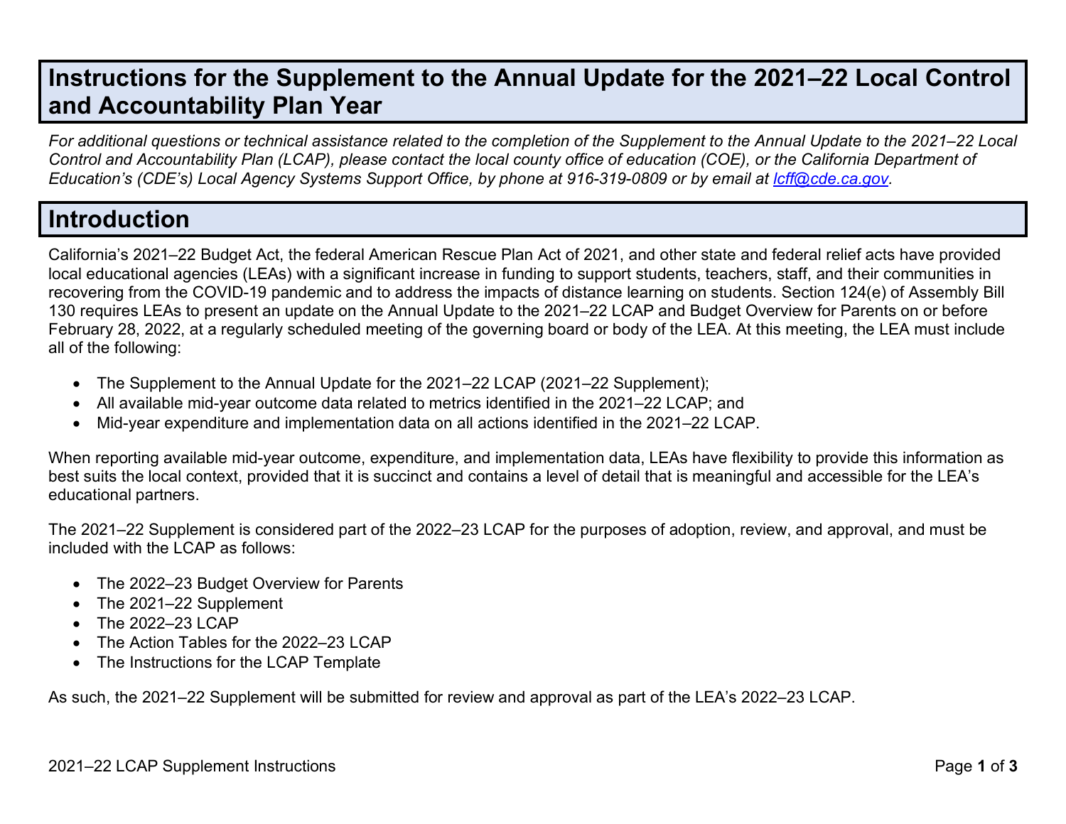# Instructions for the Supplement to the Annual Update for the 2021–22 Local Control and Accountability Plan Year

*For additional questions or technical assistance related to the completion of the Supplement to the Annual Update to the 2021–22 Local Control and Accountability Plan (LCAP), please contact the local county office of education (COE), or the California Department of Education's (CDE's) Local Agency Systems Support Office, by phone at 916-319-0809 or by email at [lcff@cde.ca.gov](mailto:lcff@cde.ca.gov).*

# Introduction

California's 2021–22 Budget Act, the federal American Rescue Plan Act of 2021, and other state and federal relief acts have provided local educational agencies (LEAs) with a significant increase in funding to support students, teachers, staff, and their communities in recovering from the COVID-19 pandemic and to address the impacts of distance learning on students. Section 124(e) of Assembly Bill 130 requires LEAs to present an update on the Annual Update to the 2021–22 LCAP and Budget Overview for Parents on or before February 28, 2022, at a regularly scheduled meeting of the governing board or body of the LEA. At this meeting, the LEA must include all of the following:

- The Supplement to the Annual Update for the 2021–22 LCAP (2021–22 Supplement);
- All available mid-year outcome data related to metrics identified in the 2021–22 LCAP; and
- Mid-year expenditure and implementation data on all actions identified in the 2021–22 LCAP.

When reporting available mid-year outcome, expenditure, and implementation data, LEAs have flexibility to provide this information as best suits the local context, provided that it is succinct and contains a level of detail that is meaningful and accessible for the LEA's educational partners.

The 2021–22 Supplement is considered part of the 2022–23 LCAP for the purposes of adoption, review, and approval, and must be included with the LCAP as follows:

- The 2022–23 Budget Overview for Parents
- The 2021–22 Supplement
- The 2022–23 LCAP
- The Action Tables for the 2022–23 LCAP
- The Instructions for the LCAP Template

As such, the 2021–22 Supplement will be submitted for review and approval as part of the LEA's 2022–23 LCAP.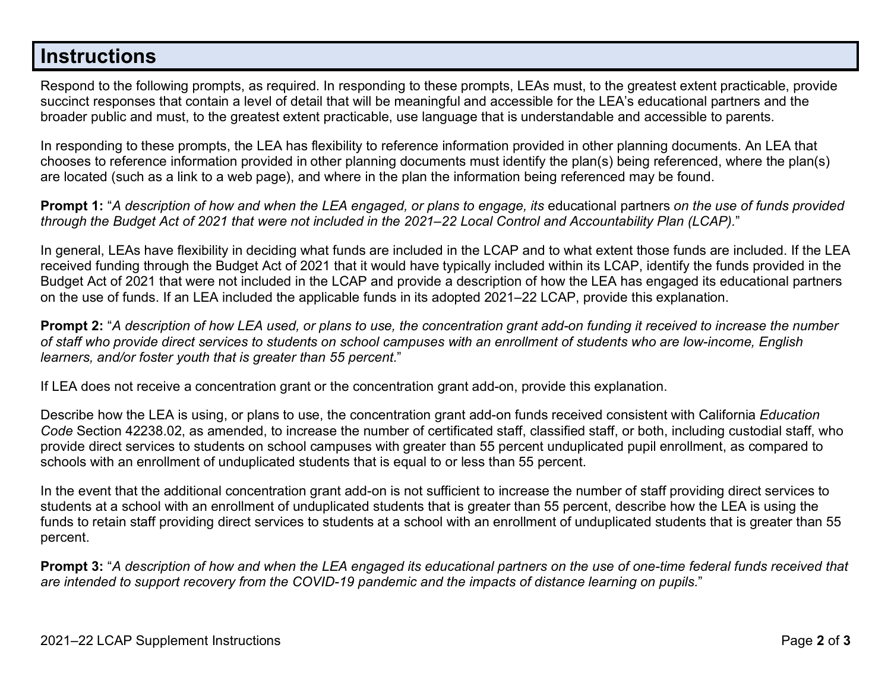# Instructions

Respond to the following prompts, as required. In responding to these prompts, LEAs must, to the greatest extent practicable, provide succinct responses that contain a level of detail that will be meaningful and accessible for the LEA's educational partners and the broader public and must, to the greatest extent practicable, use language that is understandable and accessible to parents.

In responding to these prompts, the LEA has flexibility to reference information provided in other planning documents. An LEA that chooses to reference information provided in other planning documents must identify the plan(s) being referenced, where the plan(s) are located (such as a link to a web page), and where in the plan the information being referenced may be found.

**Prompt 1:** "*A description of how and when the LEA engaged, or plans to engage, its* educational partners *on the use of funds provided through the Budget Act of 2021 that were not included in the 2021–22 Local Control and Accountability Plan (LCAP).*"

In general, LEAs have flexibility in deciding what funds are included in the LCAP and to what extent those funds are included. If the LEA received funding through the Budget Act of 2021 that it would have typically included within its LCAP, identify the funds provided in the Budget Act of 2021 that were not included in the LCAP and provide a description of how the LEA has engaged its educational partners on the use of funds. If an LEA included the applicable funds in its adopted 2021–22 LCAP, provide this explanation.

**Prompt 2:** "*A description of how LEA used, or plans to use, the concentration grant add-on funding it received to increase the number of staff who provide direct services to students on school campuses with an enrollment of students who are low-income, English learners, and/or foster youth that is greater than 55 percent.*"

If LEA does not receive a concentration grant or the concentration grant add-on, provide this explanation.

Describe how the LEA is using, or plans to use, the concentration grant add-on funds received consistent with California *Education Code* Section 42238.02, as amended, to increase the number of certificated staff, classified staff, or both, including custodial staff, who provide direct services to students on school campuses with greater than 55 percent unduplicated pupil enrollment, as compared to schools with an enrollment of unduplicated students that is equal to or less than 55 percent.

In the event that the additional concentration grant add-on is not sufficient to increase the number of staff providing direct services to students at a school with an enrollment of unduplicated students that is greater than 55 percent, describe how the LEA is using the funds to retain staff providing direct services to students at a school with an enrollment of unduplicated students that is greater than 55 percent.

**Prompt 3:** "*A description of how and when the LEA engaged its educational partners on the use of one-time federal funds received that are intended to support recovery from the COVID-19 pandemic and the impacts of distance learning on pupils.*"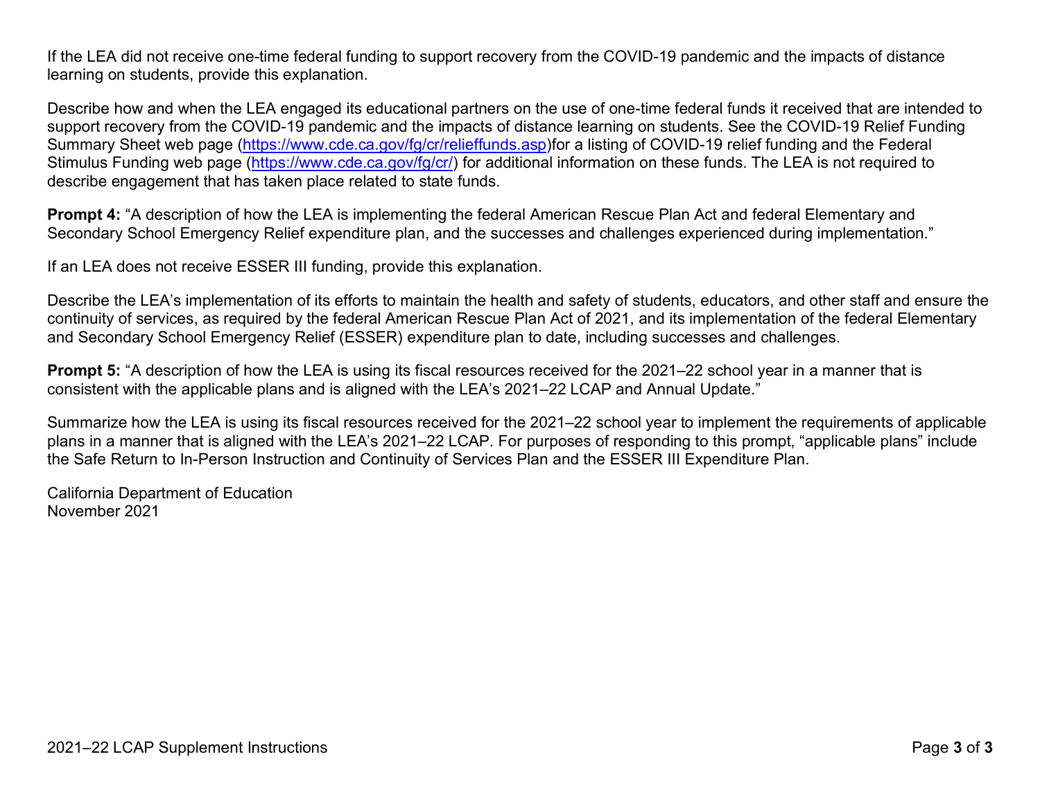If the LEA did not receive one-time federal funding to support recovery from the COVID-19 pandemic and the impacts of distance learning on students, provide this explanation.

Describe how and when the LEA engaged its educational partners on the use of one-time federal funds it received that are intended to support recovery from the COVID-19 pandemic and the impacts of distance learning on students. See the COVID-19 Relief Funding Summary Sheet web page (https://www.cde.ca.gov/fg/cr/relieffunds.asp)for a listing of COVID-19 relief funding and the Federal Stimulus Funding web page (https://www.cde.ca.gov/fg/cr/) for additional information on these funds. The LEA is not required to describe engagement that has taken place related to state funds.

**Prompt 4:** "A description of how the LEA is implementing the federal American Rescue Plan Act and federal Elementary and Secondary School Emergency Relief expenditure plan, and the successes and challenges experienced during implementation."

If an LEA does not receive ESSER III funding, provide this explanation.

Describe the LEA's implementation of its efforts to maintain the health and safety of students, educators, and other staff and ensure the continuity of services, as required by the federal American Rescue Plan Act of 2021, and its implementation of the federal Elementary and Secondary School Emergency Relief (ESSER) expenditure plan to date, including successes and challenges.

**Prompt 5:** "A description of how the LEA is using its fiscal resources received for the 2021–22 school year in a manner that is consistent with the applicable plans and is aligned with the LEA's 2021–22 LCAP and Annual Update."

Summarize how the LEA is using its fiscal resources received for the 2021–22 school year to implement the requirements of applicable plans in a manner that is aligned with the LEA's 2021–22 LCAP. For purposes of responding to this prompt, "applicable plans" include the Safe Return to In-Person Instruction and Continuity of Services Plan and the ESSER III Expenditure Plan.

California Department of Education
November 2021